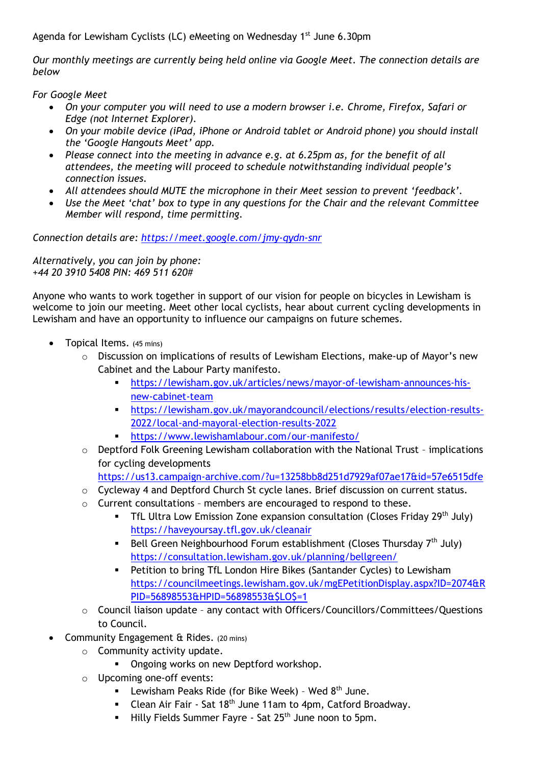Agenda for Lewisham Cyclists (LC) eMeeting on Wednesday 1st June 6.30pm

*Our monthly meetings are currently being held online via Google Meet. The connection details are below*

*For Google Meet*

- *On your computer you will need to use a modern browser i.e. Chrome, Firefox, Safari or Edge (not Internet Explorer).*
- *On your mobile device (iPad, iPhone or Android tablet or Android phone) you should install the 'Google Hangouts Meet' app.*
- *Please connect into the meeting in advance e.g. at 6.25pm as, for the benefit of all attendees, the meeting will proceed to schedule notwithstanding individual people's connection issues.*
- *All attendees should MUTE the microphone in their Meet session to prevent 'feedback'.*
- *Use the Meet 'chat' box to type in any questions for the Chair and the relevant Committee Member will respond, time permitting.*

*Connection details are: [https://meet.google.com/jmy-qydn-snr](https://meet.google.com/jmy-qydn-snr)*

*Alternatively, you can join by phone:*
*+44 20 3910 5408 PIN: 469 511 620#*

Anyone who wants to work together in support of our vision for people on bicycles in Lewisham is welcome to join our meeting. Meet other local cyclists, hear about current cycling developments in Lewisham and have an opportunity to influence our campaigns on future schemes.

- Topical Items. (45 mins)
  - Discussion on implications of results of Lewisham Elections, make-up of Mayor's new Cabinet and the Labour Party manifesto.
    - [https://lewisham.gov.uk/articles/news/mayor-of-lewisham-announces-his-new-cabinet-team](https://lewisham.gov.uk/articles/news/mayor-of-lewisham-announces-his-new-cabinet-team)
    - [https://lewisham.gov.uk/mayorandcouncil/elections/results/election-results-2022/local-and-mayoral-election-results-2022](https://lewisham.gov.uk/mayorandcouncil/elections/results/election-results-2022/local-and-mayoral-election-results-2022)
    - [https://www.lewishamlabour.com/our-manifesto/](https://www.lewishamlabour.com/our-manifesto/)
  - Deptford Folk Greening Lewisham collaboration with the National Trust – implications for cycling developments [https://us13.campaign-archive.com/?u=13258bb8d251d7929af07ae17&id=57e6515dfe](https://us13.campaign-archive.com/?u=13258bb8d251d7929af07ae17&id=57e6515dfe)
  - Cycleway 4 and Deptford Church St cycle lanes. Brief discussion on current status.
  - Current consultations – members are encouraged to respond to these.
    - TfL Ultra Low Emission Zone expansion consultation (Closes Friday 29th July) [https://haveyoursay.tfl.gov.uk/cleanair](https://haveyoursay.tfl.gov.uk/cleanair)
    - Bell Green Neighbourhood Forum establishment (Closes Thursday 7th July) [https://consultation.lewisham.gov.uk/planning/bellgreen/](https://consultation.lewisham.gov.uk/planning/bellgreen/)
    - Petition to bring TfL London Hire Bikes (Santander Cycles) to Lewisham [https://councilmeetings.lewisham.gov.uk/mgEPetitionDisplay.aspx?ID=2074&RPID=56898553&HPID=56898553&$LO$=1](https://councilmeetings.lewisham.gov.uk/mgEPetitionDisplay.aspx?ID=2074&RPID=56898553&HPID=56898553&$LO$=1)
  - Council liaison update – any contact with Officers/Councillors/Committees/Questions to Council.
- Community Engagement & Rides. (20 mins)
  - Community activity update.
    - Ongoing works on new Deptford workshop.
  - Upcoming one-off events:
    - Lewisham Peaks Ride (for Bike Week) – Wed 8th June.
    - Clean Air Fair - Sat 18th June 11am to 4pm, Catford Broadway.
    - Hilly Fields Summer Fayre - Sat 25th June noon to 5pm.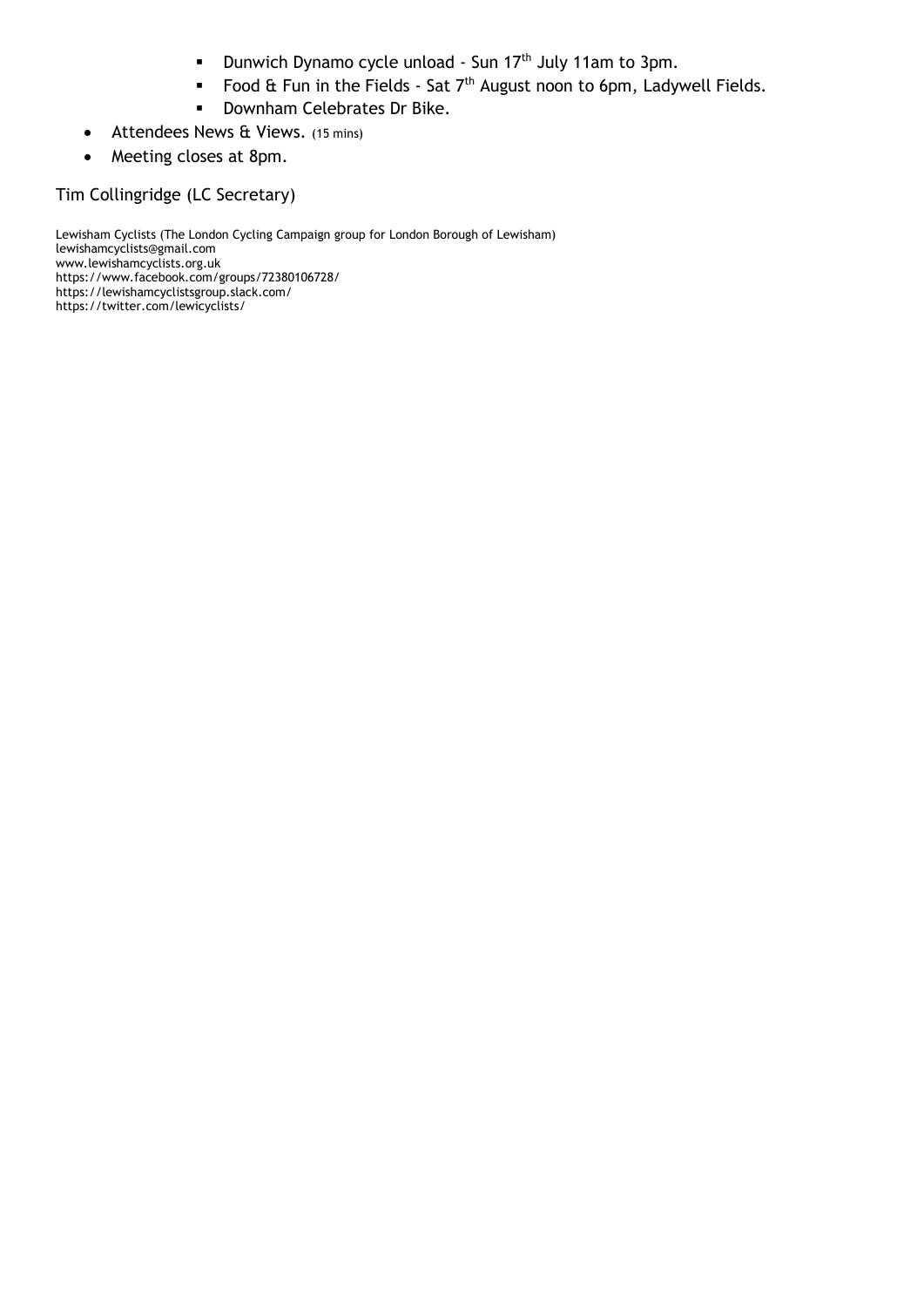- Dunwich Dynamo cycle unload - Sun 17th July 11am to 3pm.
  - Food & Fun in the Fields - Sat 7th August noon to 6pm, Ladywell Fields.
  - Downham Celebrates Dr Bike.
- Attendees News & Views. (15 mins)
- Meeting closes at 8pm.

Tim Collingridge (LC Secretary)

Lewisham Cyclists (The London Cycling Campaign group for London Borough of Lewisham)
lewishamcyclists@gmail.com
www.lewishamcyclists.org.uk
https://www.facebook.com/groups/72380106728/
https://lewishamcyclistsgroup.slack.com/
https://twitter.com/lewicyclists/